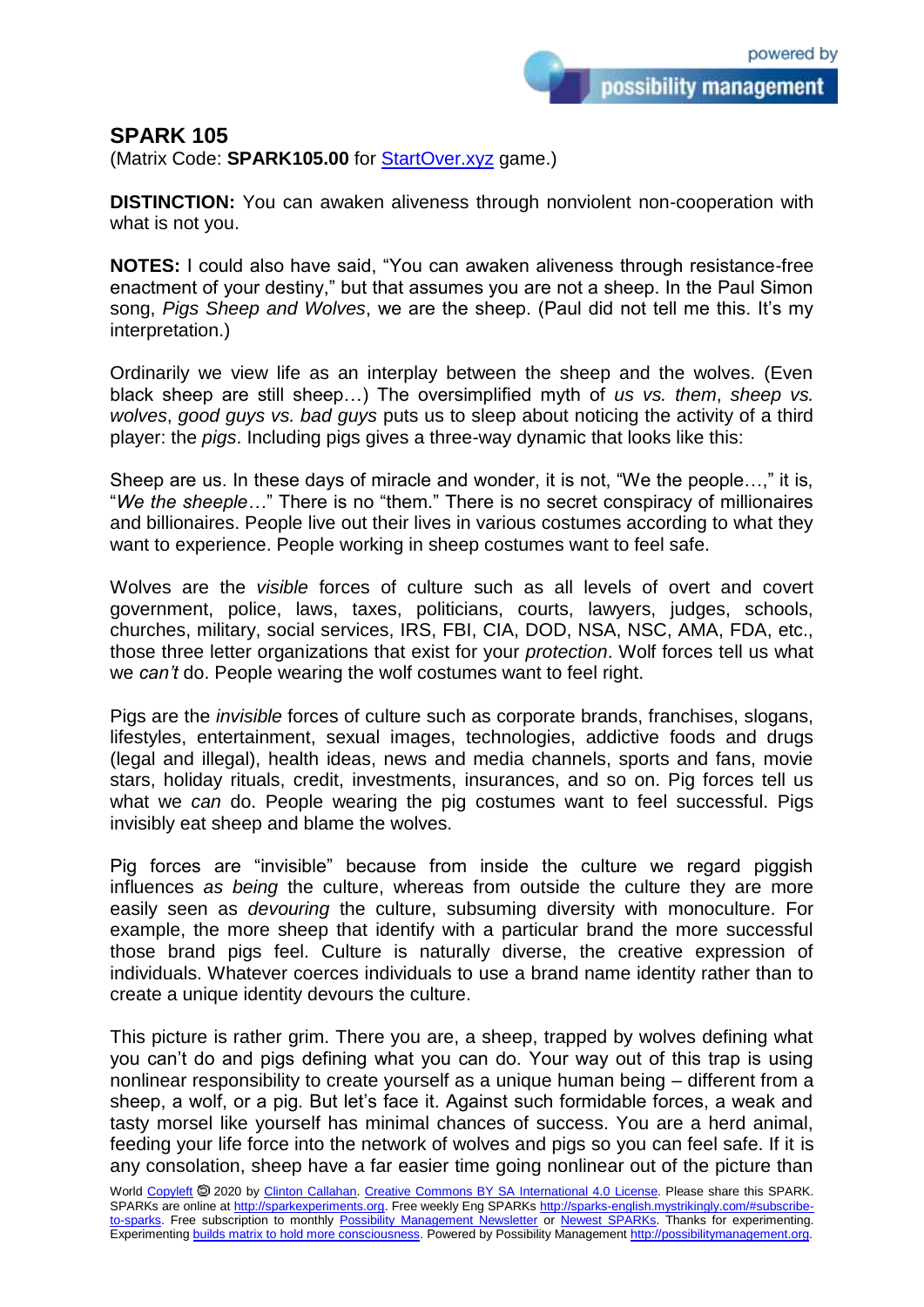## SPARK 105

(Matrix Code: **SPARK105.00** for [StartOver.xyz](StartOver.xyz) game.)

**DISTINCTION:** You can awaken aliveness through nonviolent non-cooperation with what is not you.

**NOTES:** I could also have said, "You can awaken aliveness through resistance-free enactment of your destiny," but that assumes you are not a sheep. In the Paul Simon song, *Pigs Sheep and Wolves*, we are the sheep. (Paul did not tell me this. It's my interpretation.)

Ordinarily we view life as an interplay between the sheep and the wolves. (Even black sheep are still sheep…) The oversimplified myth of *us vs. them*, *sheep vs. wolves*, *good guys vs. bad guys* puts us to sleep about noticing the activity of a third player: the *pigs*. Including pigs gives a three-way dynamic that looks like this:

Sheep are us. In these days of miracle and wonder, it is not, "We the people…," it is, "*We the sheeple…*" There is no "them." There is no secret conspiracy of millionaires and billionaires. People live out their lives in various costumes according to what they want to experience. People working in sheep costumes want to feel safe.

Wolves are the *visible* forces of culture such as all levels of overt and covert government, police, laws, taxes, politicians, courts, lawyers, judges, schools, churches, military, social services, IRS, FBI, CIA, DOD, NSA, NSC, AMA, FDA, etc., those three letter organizations that exist for your *protection*. Wolf forces tell us what we *can't* do. People wearing the wolf costumes want to feel right.

Pigs are the *invisible* forces of culture such as corporate brands, franchises, slogans, lifestyles, entertainment, sexual images, technologies, addictive foods and drugs (legal and illegal), health ideas, news and media channels, sports and fans, movie stars, holiday rituals, credit, investments, insurances, and so on. Pig forces tell us what we *can* do. People wearing the pig costumes want to feel successful. Pigs invisibly eat sheep and blame the wolves.

Pig forces are "invisible" because from inside the culture we regard piggish influences *as being* the culture, whereas from outside the culture they are more easily seen as *devouring* the culture, subsuming diversity with monoculture. For example, the more sheep that identify with a particular brand the more successful those brand pigs feel. Culture is naturally diverse, the creative expression of individuals. Whatever coerces individuals to use a brand name identity rather than to create a unique identity devours the culture.

This picture is rather grim. There you are, a sheep, trapped by wolves defining what you can't do and pigs defining what you can do. Your way out of this trap is using nonlinear responsibility to create yourself as a unique human being – different from a sheep, a wolf, or a pig. But let's face it. Against such formidable forces, a weak and tasty morsel like yourself has minimal chances of success. You are a herd animal, feeding your life force into the network of wolves and pigs so you can feel safe. If it is any consolation, sheep have a far easier time going nonlinear out of the picture than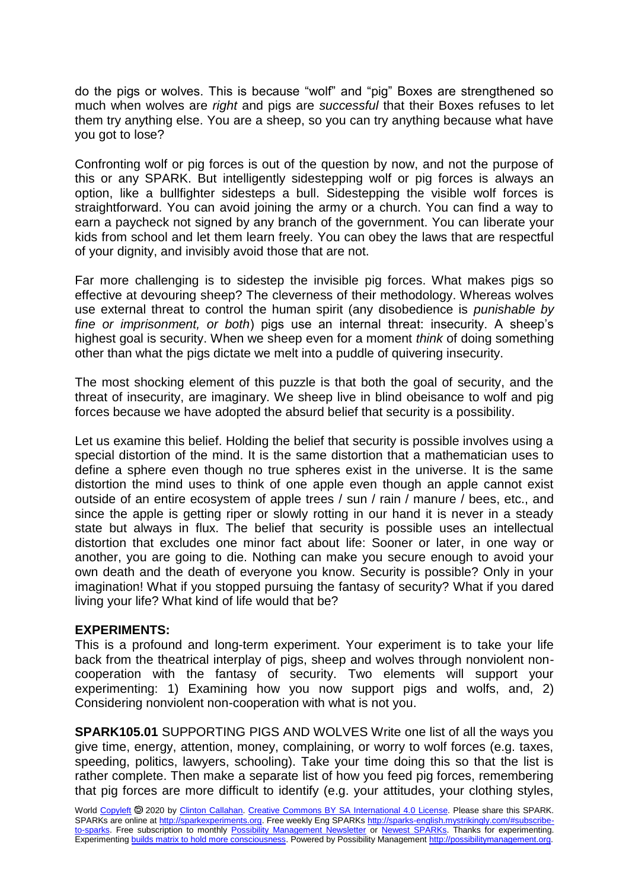do the pigs or wolves. This is because "wolf" and "pig" Boxes are strengthened so much when wolves are *right* and pigs are *successful* that their Boxes refuses to let them try anything else. You are a sheep, so you can try anything because what have you got to lose?

Confronting wolf or pig forces is out of the question by now, and not the purpose of this or any SPARK. But intelligently sidestepping wolf or pig forces is always an option, like a bullfighter sidesteps a bull. Sidestepping the visible wolf forces is straightforward. You can avoid joining the army or a church. You can find a way to earn a paycheck not signed by any branch of the government. You can liberate your kids from school and let them learn freely. You can obey the laws that are respectful of your dignity, and invisibly avoid those that are not.

Far more challenging is to sidestep the invisible pig forces. What makes pigs so effective at devouring sheep? The cleverness of their methodology. Whereas wolves use external threat to control the human spirit (any disobedience is *punishable by fine or imprisonment, or both*) pigs use an internal threat: insecurity. A sheep's highest goal is security. When we sheep even for a moment *think* of doing something other than what the pigs dictate we melt into a puddle of quivering insecurity.

The most shocking element of this puzzle is that both the goal of security, and the threat of insecurity, are imaginary. We sheep live in blind obeisance to wolf and pig forces because we have adopted the absurd belief that security is a possibility.

Let us examine this belief. Holding the belief that security is possible involves using a special distortion of the mind. It is the same distortion that a mathematician uses to define a sphere even though no true spheres exist in the universe. It is the same distortion the mind uses to think of one apple even though an apple cannot exist outside of an entire ecosystem of apple trees / sun / rain / manure / bees, etc., and since the apple is getting riper or slowly rotting in our hand it is never in a steady state but always in flux. The belief that security is possible uses an intellectual distortion that excludes one minor fact about life: Sooner or later, in one way or another, you are going to die. Nothing can make you secure enough to avoid your own death and the death of everyone you know. Security is possible? Only in your imagination! What if you stopped pursuing the fantasy of security? What if you dared living your life? What kind of life would that be?

**EXPERIMENTS:**

This is a profound and long-term experiment. Your experiment is to take your life back from the theatrical interplay of pigs, sheep and wolves through nonviolent non-cooperation with the fantasy of security. Two elements will support your experimenting: 1) Examining how you now support pigs and wolfs, and, 2) Considering nonviolent non-cooperation with what is not you.

**SPARK105.01** SUPPORTING PIGS AND WOLVES Write one list of all the ways you give time, energy, attention, money, complaining, or worry to wolf forces (e.g. taxes, speeding, politics, lawyers, schooling). Take your time doing this so that the list is rather complete. Then make a separate list of how you feed pig forces, remembering that pig forces are more difficult to identify (e.g. your attitudes, your clothing styles,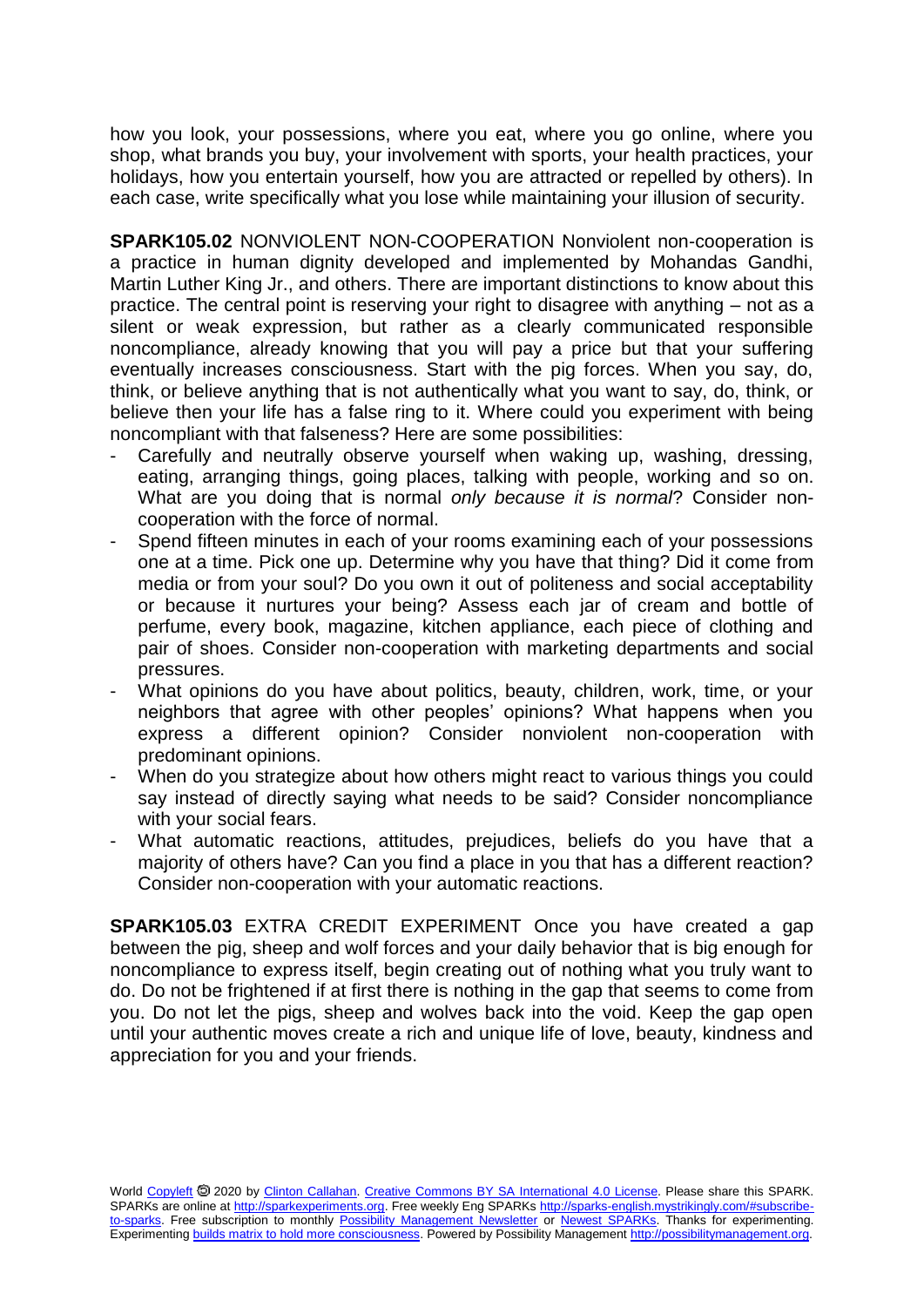how you look, your possessions, where you eat, where you go online, where you shop, what brands you buy, your involvement with sports, your health practices, your holidays, how you entertain yourself, how you are attracted or repelled by others). In each case, write specifically what you lose while maintaining your illusion of security.

**SPARK105.02** NONVIOLENT NON-COOPERATION Nonviolent non-cooperation is a practice in human dignity developed and implemented by Mohandas Gandhi, Martin Luther King Jr., and others. There are important distinctions to know about this practice. The central point is reserving your right to disagree with anything – not as a silent or weak expression, but rather as a clearly communicated responsible noncompliance, already knowing that you will pay a price but that your suffering eventually increases consciousness. Start with the pig forces. When you say, do, think, or believe anything that is not authentically what you want to say, do, think, or believe then your life has a false ring to it. Where could you experiment with being noncompliant with that falseness? Here are some possibilities:

- Carefully and neutrally observe yourself when waking up, washing, dressing, eating, arranging things, going places, talking with people, working and so on. What are you doing that is normal *only because it is normal*? Consider non-cooperation with the force of normal.
- Spend fifteen minutes in each of your rooms examining each of your possessions one at a time. Pick one up. Determine why you have that thing? Did it come from media or from your soul? Do you own it out of politeness and social acceptability or because it nurtures your being? Assess each jar of cream and bottle of perfume, every book, magazine, kitchen appliance, each piece of clothing and pair of shoes. Consider non-cooperation with marketing departments and social pressures.
- What opinions do you have about politics, beauty, children, work, time, or your neighbors that agree with other peoples' opinions? What happens when you express a different opinion? Consider nonviolent non-cooperation with predominant opinions.
- When do you strategize about how others might react to various things you could say instead of directly saying what needs to be said? Consider noncompliance with your social fears.
- What automatic reactions, attitudes, prejudices, beliefs do you have that a majority of others have? Can you find a place in you that has a different reaction? Consider non-cooperation with your automatic reactions.

**SPARK105.03** EXTRA CREDIT EXPERIMENT Once you have created a gap between the pig, sheep and wolf forces and your daily behavior that is big enough for noncompliance to express itself, begin creating out of nothing what you truly want to do. Do not be frightened if at first there is nothing in the gap that seems to come from you. Do not let the pigs, sheep and wolves back into the void. Keep the gap open until your authentic moves create a rich and unique life of love, beauty, kindness and appreciation for you and your friends.

World Copyleft 🄯 2020 by Clinton Callahan. Creative Commons BY SA International 4.0 License. Please share this SPARK. SPARKs are online at http://sparkexperiments.org. Free weekly Eng SPARKs http://sparks-english.mystrikingly.com/#subscribe-to-sparks. Free subscription to monthly Possibility Management Newsletter or Newest SPARKs. Thanks for experimenting. Experimenting builds matrix to hold more consciousness. Powered by Possibility Management http://possibilitymanagement.org.